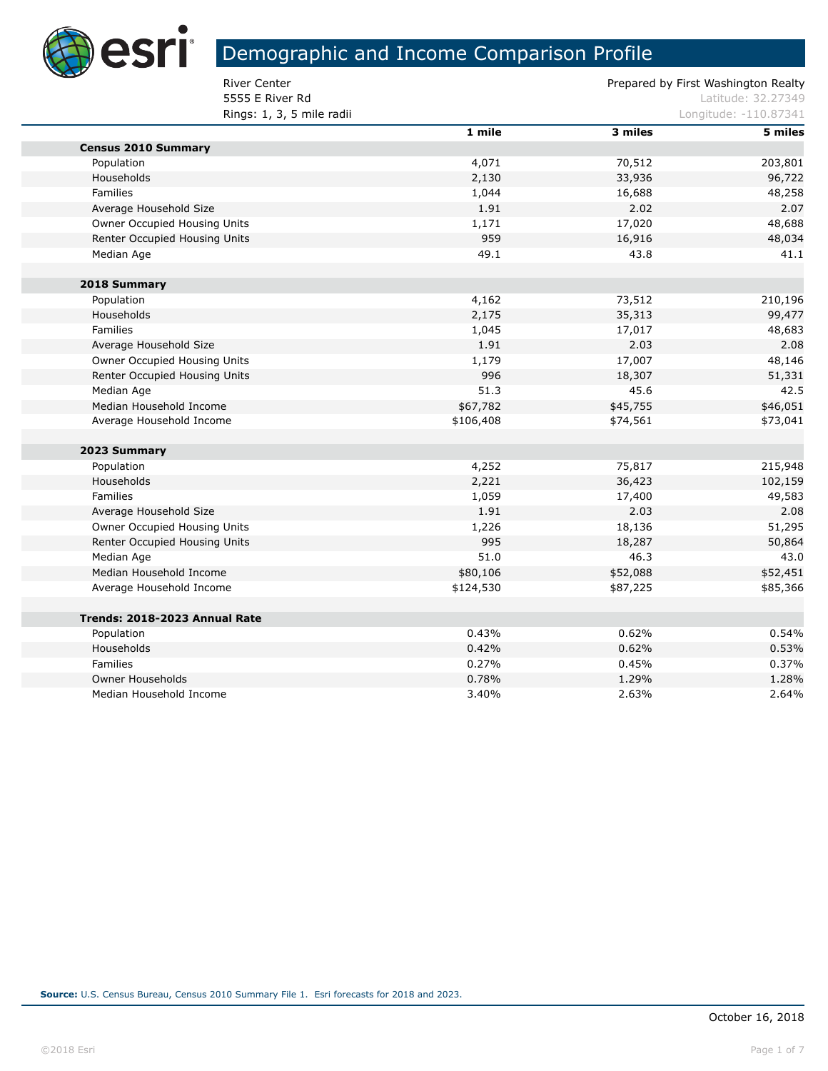# Demographic and Income Comparison Profile

River Center
5555 E River Rd
Rings: 1, 3, 5 mile radii

Prepared by First Washington Realty
Latitude: 32.27349
Longitude: -110.87341

| | 1 mile | 3 miles | 5 miles |
|---|---|---|---|
| **Census 2010 Summary** | | | |
| Population | 4,071 | 70,512 | 203,801 |
| Households | 2,130 | 33,936 | 96,722 |
| Families | 1,044 | 16,688 | 48,258 |
| Average Household Size | 1.91 | 2.02 | 2.07 |
| Owner Occupied Housing Units | 1,171 | 17,020 | 48,688 |
| Renter Occupied Housing Units | 959 | 16,916 | 48,034 |
| Median Age | 49.1 | 43.8 | 41.1 |
| **2018 Summary** | | | |
| Population | 4,162 | 73,512 | 210,196 |
| Households | 2,175 | 35,313 | 99,477 |
| Families | 1,045 | 17,017 | 48,683 |
| Average Household Size | 1.91 | 2.03 | 2.08 |
| Owner Occupied Housing Units | 1,179 | 17,007 | 48,146 |
| Renter Occupied Housing Units | 996 | 18,307 | 51,331 |
| Median Age | 51.3 | 45.6 | 42.5 |
| Median Household Income | $67,782 | $45,755 | $46,051 |
| Average Household Income | $106,408 | $74,561 | $73,041 |
| **2023 Summary** | | | |
| Population | 4,252 | 75,817 | 215,948 |
| Households | 2,221 | 36,423 | 102,159 |
| Families | 1,059 | 17,400 | 49,583 |
| Average Household Size | 1.91 | 2.03 | 2.08 |
| Owner Occupied Housing Units | 1,226 | 18,136 | 51,295 |
| Renter Occupied Housing Units | 995 | 18,287 | 50,864 |
| Median Age | 51.0 | 46.3 | 43.0 |
| Median Household Income | $80,106 | $52,088 | $52,451 |
| Average Household Income | $124,530 | $87,225 | $85,366 |
| **Trends: 2018-2023 Annual Rate** | | | |
| Population | 0.43% | 0.62% | 0.54% |
| Households | 0.42% | 0.62% | 0.53% |
| Families | 0.27% | 0.45% | 0.37% |
| Owner Households | 0.78% | 1.29% | 1.28% |
| Median Household Income | 3.40% | 2.63% | 2.64% |

**Source:** U.S. Census Bureau, Census 2010 Summary File 1. Esri forecasts for 2018 and 2023.

October 16, 2018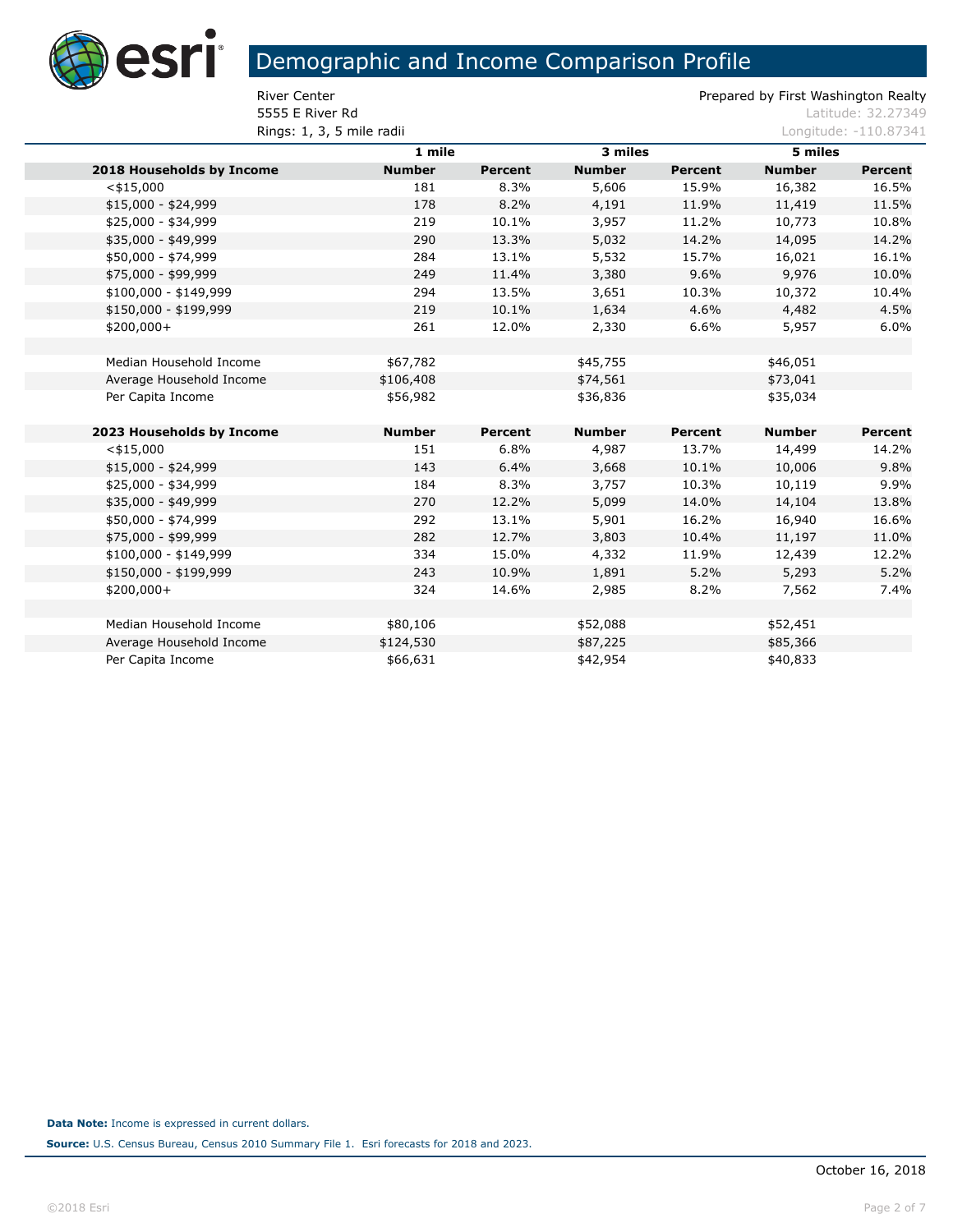# Demographic and Income Comparison Profile

River Center
5555 E River Rd
Rings: 1, 3, 5 mile radii

Prepared by First Washington Realty
Latitude: 32.27349
Longitude: -110.87341

| | 1 mile | | 3 miles | | 5 miles | |
|---|---|---|---|---|---|---|
| **2018 Households by Income** | **Number** | **Percent** | **Number** | **Percent** | **Number** | **Percent** |
| <$15,000 | 181 | 8.3% | 5,606 | 15.9% | 16,382 | 16.5% |
| $15,000 - $24,999 | 178 | 8.2% | 4,191 | 11.9% | 11,419 | 11.5% |
| $25,000 - $34,999 | 219 | 10.1% | 3,957 | 11.2% | 10,773 | 10.8% |
| $35,000 - $49,999 | 290 | 13.3% | 5,032 | 14.2% | 14,095 | 14.2% |
| $50,000 - $74,999 | 284 | 13.1% | 5,532 | 15.7% | 16,021 | 16.1% |
| $75,000 - $99,999 | 249 | 11.4% | 3,380 | 9.6% | 9,976 | 10.0% |
| $100,000 - $149,999 | 294 | 13.5% | 3,651 | 10.3% | 10,372 | 10.4% |
| $150,000 - $199,999 | 219 | 10.1% | 1,634 | 4.6% | 4,482 | 4.5% |
| $200,000+ | 261 | 12.0% | 2,330 | 6.6% | 5,957 | 6.0% |
| | | | | | | |
| Median Household Income | $67,782 | | $45,755 | | $46,051 | |
| Average Household Income | $106,408 | | $74,561 | | $73,041 | |
| Per Capita Income | $56,982 | | $36,836 | | $35,034 | |
| | | | | | | |
| **2023 Households by Income** | **Number** | **Percent** | **Number** | **Percent** | **Number** | **Percent** |
| <$15,000 | 151 | 6.8% | 4,987 | 13.7% | 14,499 | 14.2% |
| $15,000 - $24,999 | 143 | 6.4% | 3,668 | 10.1% | 10,006 | 9.8% |
| $25,000 - $34,999 | 184 | 8.3% | 3,757 | 10.3% | 10,119 | 9.9% |
| $35,000 - $49,999 | 270 | 12.2% | 5,099 | 14.0% | 14,104 | 13.8% |
| $50,000 - $74,999 | 292 | 13.1% | 5,901 | 16.2% | 16,940 | 16.6% |
| $75,000 - $99,999 | 282 | 12.7% | 3,803 | 10.4% | 11,197 | 11.0% |
| $100,000 - $149,999 | 334 | 15.0% | 4,332 | 11.9% | 12,439 | 12.2% |
| $150,000 - $199,999 | 243 | 10.9% | 1,891 | 5.2% | 5,293 | 5.2% |
| $200,000+ | 324 | 14.6% | 2,985 | 8.2% | 7,562 | 7.4% |
| | | | | | | |
| Median Household Income | $80,106 | | $52,088 | | $52,451 | |
| Average Household Income | $124,530 | | $87,225 | | $85,366 | |
| Per Capita Income | $66,631 | | $42,954 | | $40,833 | |

**Data Note:** Income is expressed in current dollars.

**Source:** U.S. Census Bureau, Census 2010 Summary File 1. Esri forecasts for 2018 and 2023.

October 16, 2018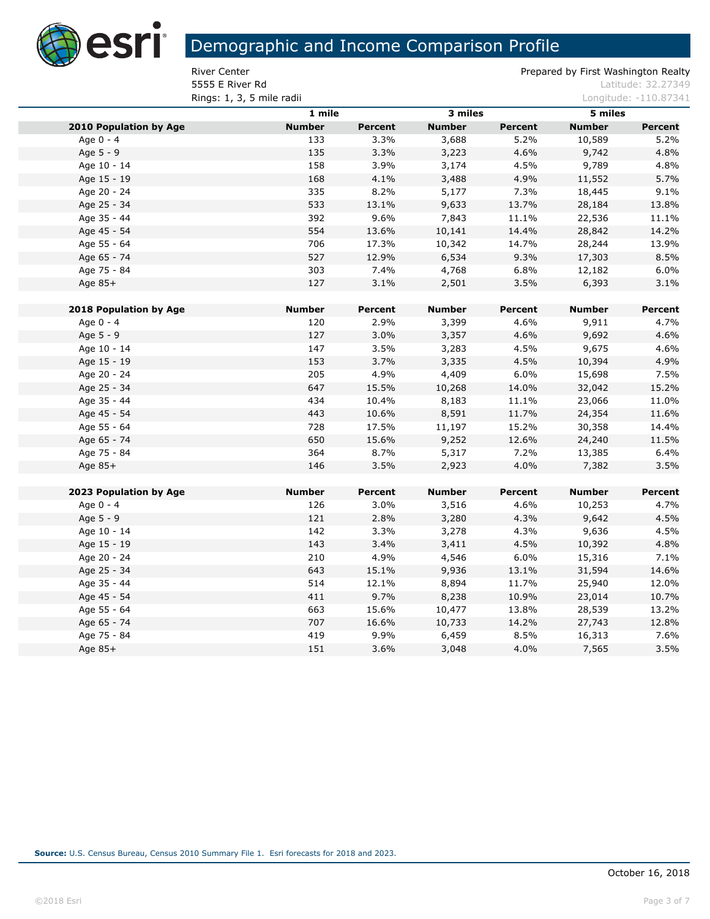# Demographic and Income Comparison Profile

River Center
5555 E River Rd
Rings: 1, 3, 5 mile radii

Prepared by First Washington Realty
Latitude: 32.27349
Longitude: -110.87341

| | 1 mile | | 3 miles | | 5 miles | |
|---|---|---|---|---|---|---|
| **2010 Population by Age** | **Number** | **Percent** | **Number** | **Percent** | **Number** | **Percent** |
| Age 0 - 4 | 133 | 3.3% | 3,688 | 5.2% | 10,589 | 5.2% |
| Age 5 - 9 | 135 | 3.3% | 3,223 | 4.6% | 9,742 | 4.8% |
| Age 10 - 14 | 158 | 3.9% | 3,174 | 4.5% | 9,789 | 4.8% |
| Age 15 - 19 | 168 | 4.1% | 3,488 | 4.9% | 11,552 | 5.7% |
| Age 20 - 24 | 335 | 8.2% | 5,177 | 7.3% | 18,445 | 9.1% |
| Age 25 - 34 | 533 | 13.1% | 9,633 | 13.7% | 28,184 | 13.8% |
| Age 35 - 44 | 392 | 9.6% | 7,843 | 11.1% | 22,536 | 11.1% |
| Age 45 - 54 | 554 | 13.6% | 10,141 | 14.4% | 28,842 | 14.2% |
| Age 55 - 64 | 706 | 17.3% | 10,342 | 14.7% | 28,244 | 13.9% |
| Age 65 - 74 | 527 | 12.9% | 6,534 | 9.3% | 17,303 | 8.5% |
| Age 75 - 84 | 303 | 7.4% | 4,768 | 6.8% | 12,182 | 6.0% |
| Age 85+ | 127 | 3.1% | 2,501 | 3.5% | 6,393 | 3.1% |
| | | | | | | |
| **2018 Population by Age** | **Number** | **Percent** | **Number** | **Percent** | **Number** | **Percent** |
| Age 0 - 4 | 120 | 2.9% | 3,399 | 4.6% | 9,911 | 4.7% |
| Age 5 - 9 | 127 | 3.0% | 3,357 | 4.6% | 9,692 | 4.6% |
| Age 10 - 14 | 147 | 3.5% | 3,283 | 4.5% | 9,675 | 4.6% |
| Age 15 - 19 | 153 | 3.7% | 3,335 | 4.5% | 10,394 | 4.9% |
| Age 20 - 24 | 205 | 4.9% | 4,409 | 6.0% | 15,698 | 7.5% |
| Age 25 - 34 | 647 | 15.5% | 10,268 | 14.0% | 32,042 | 15.2% |
| Age 35 - 44 | 434 | 10.4% | 8,183 | 11.1% | 23,066 | 11.0% |
| Age 45 - 54 | 443 | 10.6% | 8,591 | 11.7% | 24,354 | 11.6% |
| Age 55 - 64 | 728 | 17.5% | 11,197 | 15.2% | 30,358 | 14.4% |
| Age 65 - 74 | 650 | 15.6% | 9,252 | 12.6% | 24,240 | 11.5% |
| Age 75 - 84 | 364 | 8.7% | 5,317 | 7.2% | 13,385 | 6.4% |
| Age 85+ | 146 | 3.5% | 2,923 | 4.0% | 7,382 | 3.5% |
| | | | | | | |
| **2023 Population by Age** | **Number** | **Percent** | **Number** | **Percent** | **Number** | **Percent** |
| Age 0 - 4 | 126 | 3.0% | 3,516 | 4.6% | 10,253 | 4.7% |
| Age 5 - 9 | 121 | 2.8% | 3,280 | 4.3% | 9,642 | 4.5% |
| Age 10 - 14 | 142 | 3.3% | 3,278 | 4.3% | 9,636 | 4.5% |
| Age 15 - 19 | 143 | 3.4% | 3,411 | 4.5% | 10,392 | 4.8% |
| Age 20 - 24 | 210 | 4.9% | 4,546 | 6.0% | 15,316 | 7.1% |
| Age 25 - 34 | 643 | 15.1% | 9,936 | 13.1% | 31,594 | 14.6% |
| Age 35 - 44 | 514 | 12.1% | 8,894 | 11.7% | 25,940 | 12.0% |
| Age 45 - 54 | 411 | 9.7% | 8,238 | 10.9% | 23,014 | 10.7% |
| Age 55 - 64 | 663 | 15.6% | 10,477 | 13.8% | 28,539 | 13.2% |
| Age 65 - 74 | 707 | 16.6% | 10,733 | 14.2% | 27,743 | 12.8% |
| Age 75 - 84 | 419 | 9.9% | 6,459 | 8.5% | 16,313 | 7.6% |
| Age 85+ | 151 | 3.6% | 3,048 | 4.0% | 7,565 | 3.5% |

**Source:** U.S. Census Bureau, Census 2010 Summary File 1. Esri forecasts for 2018 and 2023.

October 16, 2018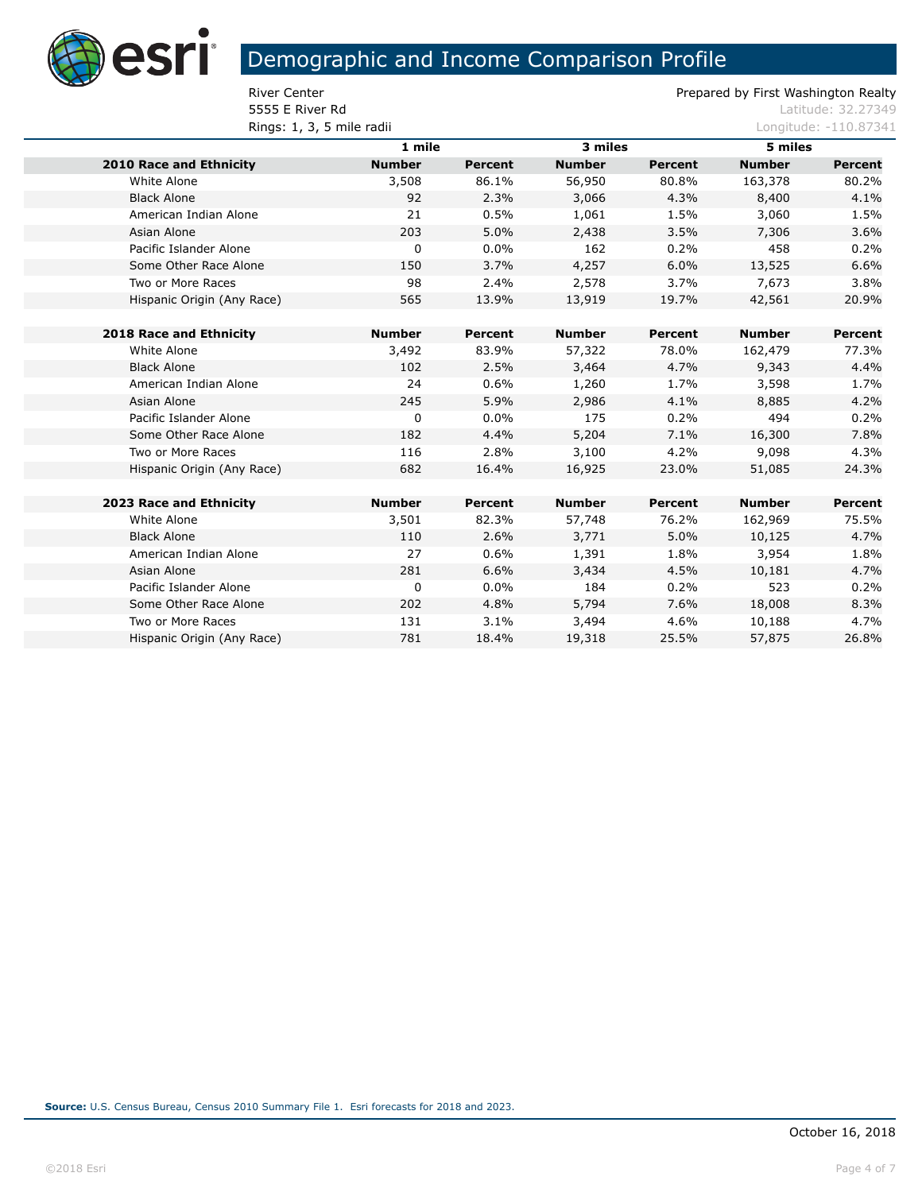# Demographic and Income Comparison Profile

River Center
5555 E River Rd
Rings: 1, 3, 5 mile radii

Prepared by First Washington Realty
Latitude: 32.27349
Longitude: -110.87341

| | 1 mile | | 3 miles | | 5 miles | |
|---|---|---|---|---|---|---|
| **2010 Race and Ethnicity** | **Number** | **Percent** | **Number** | **Percent** | **Number** | **Percent** |
| White Alone | 3,508 | 86.1% | 56,950 | 80.8% | 163,378 | 80.2% |
| Black Alone | 92 | 2.3% | 3,066 | 4.3% | 8,400 | 4.1% |
| American Indian Alone | 21 | 0.5% | 1,061 | 1.5% | 3,060 | 1.5% |
| Asian Alone | 203 | 5.0% | 2,438 | 3.5% | 7,306 | 3.6% |
| Pacific Islander Alone | 0 | 0.0% | 162 | 0.2% | 458 | 0.2% |
| Some Other Race Alone | 150 | 3.7% | 4,257 | 6.0% | 13,525 | 6.6% |
| Two or More Races | 98 | 2.4% | 2,578 | 3.7% | 7,673 | 3.8% |
| Hispanic Origin (Any Race) | 565 | 13.9% | 13,919 | 19.7% | 42,561 | 20.9% |
| | | | | | | |
| **2018 Race and Ethnicity** | **Number** | **Percent** | **Number** | **Percent** | **Number** | **Percent** |
| White Alone | 3,492 | 83.9% | 57,322 | 78.0% | 162,479 | 77.3% |
| Black Alone | 102 | 2.5% | 3,464 | 4.7% | 9,343 | 4.4% |
| American Indian Alone | 24 | 0.6% | 1,260 | 1.7% | 3,598 | 1.7% |
| Asian Alone | 245 | 5.9% | 2,986 | 4.1% | 8,885 | 4.2% |
| Pacific Islander Alone | 0 | 0.0% | 175 | 0.2% | 494 | 0.2% |
| Some Other Race Alone | 182 | 4.4% | 5,204 | 7.1% | 16,300 | 7.8% |
| Two or More Races | 116 | 2.8% | 3,100 | 4.2% | 9,098 | 4.3% |
| Hispanic Origin (Any Race) | 682 | 16.4% | 16,925 | 23.0% | 51,085 | 24.3% |
| | | | | | | |
| **2023 Race and Ethnicity** | **Number** | **Percent** | **Number** | **Percent** | **Number** | **Percent** |
| White Alone | 3,501 | 82.3% | 57,748 | 76.2% | 162,969 | 75.5% |
| Black Alone | 110 | 2.6% | 3,771 | 5.0% | 10,125 | 4.7% |
| American Indian Alone | 27 | 0.6% | 1,391 | 1.8% | 3,954 | 1.8% |
| Asian Alone | 281 | 6.6% | 3,434 | 4.5% | 10,181 | 4.7% |
| Pacific Islander Alone | 0 | 0.0% | 184 | 0.2% | 523 | 0.2% |
| Some Other Race Alone | 202 | 4.8% | 5,794 | 7.6% | 18,008 | 8.3% |
| Two or More Races | 131 | 3.1% | 3,494 | 4.6% | 10,188 | 4.7% |
| Hispanic Origin (Any Race) | 781 | 18.4% | 19,318 | 25.5% | 57,875 | 26.8% |

**Source:** U.S. Census Bureau, Census 2010 Summary File 1. Esri forecasts for 2018 and 2023.

October 16, 2018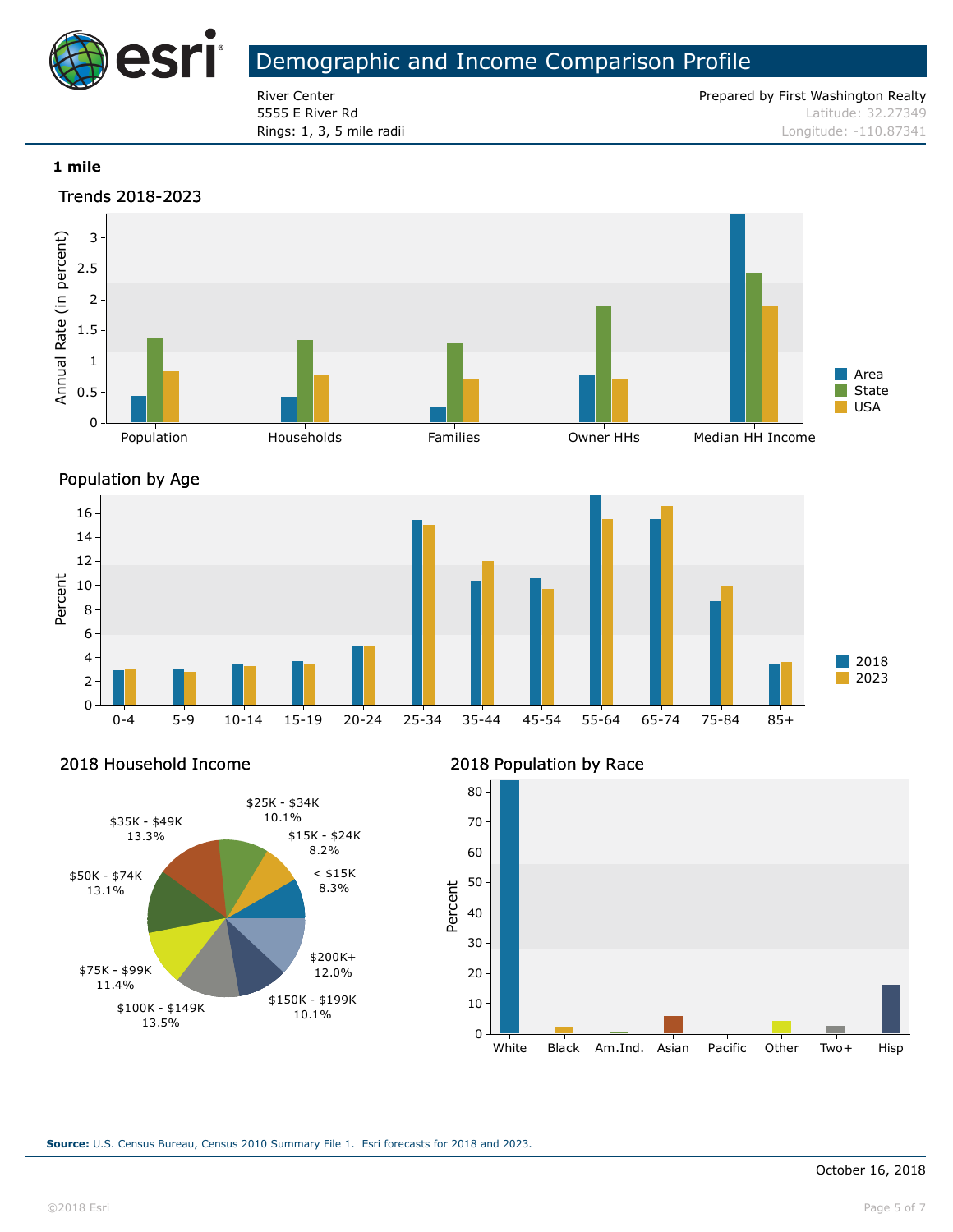# Demographic and Income Comparison Profile

River Center
5555 E River Rd
Rings: 1, 3, 5 mile radii

Prepared by First Washington Realty
Latitude: 32.27349
Longitude: -110.87341

**1 mile**

## Trends 2018-2023

Annual Rate (in percent)

Population, Households, Families, Owner HHs, Median HH Income

Area / State / USA

## Population by Age

Percent

0-4, 5-9, 10-14, 15-19, 20-24, 25-34, 35-44, 45-54, 55-64, 65-74, 75-84, 85+

2018 / 2023

## 2018 Household Income

| Income | Percent |
|---|---|
| < $15K | 8.3% |
| $15K - $24K | 8.2% |
| $25K - $34K | 10.1% |
| $35K - $49K | 13.3% |
| $50K - $74K | 13.1% |
| $75K - $99K | 11.4% |
| $100K - $149K | 13.5% |
| $150K - $199K | 10.1% |
| $200K+ | 12.0% |

## 2018 Population by Race

Percent

White, Black, Am.Ind., Asian, Pacific, Other, Two+, Hisp

**Source:** U.S. Census Bureau, Census 2010 Summary File 1. Esri forecasts for 2018 and 2023.

October 16, 2018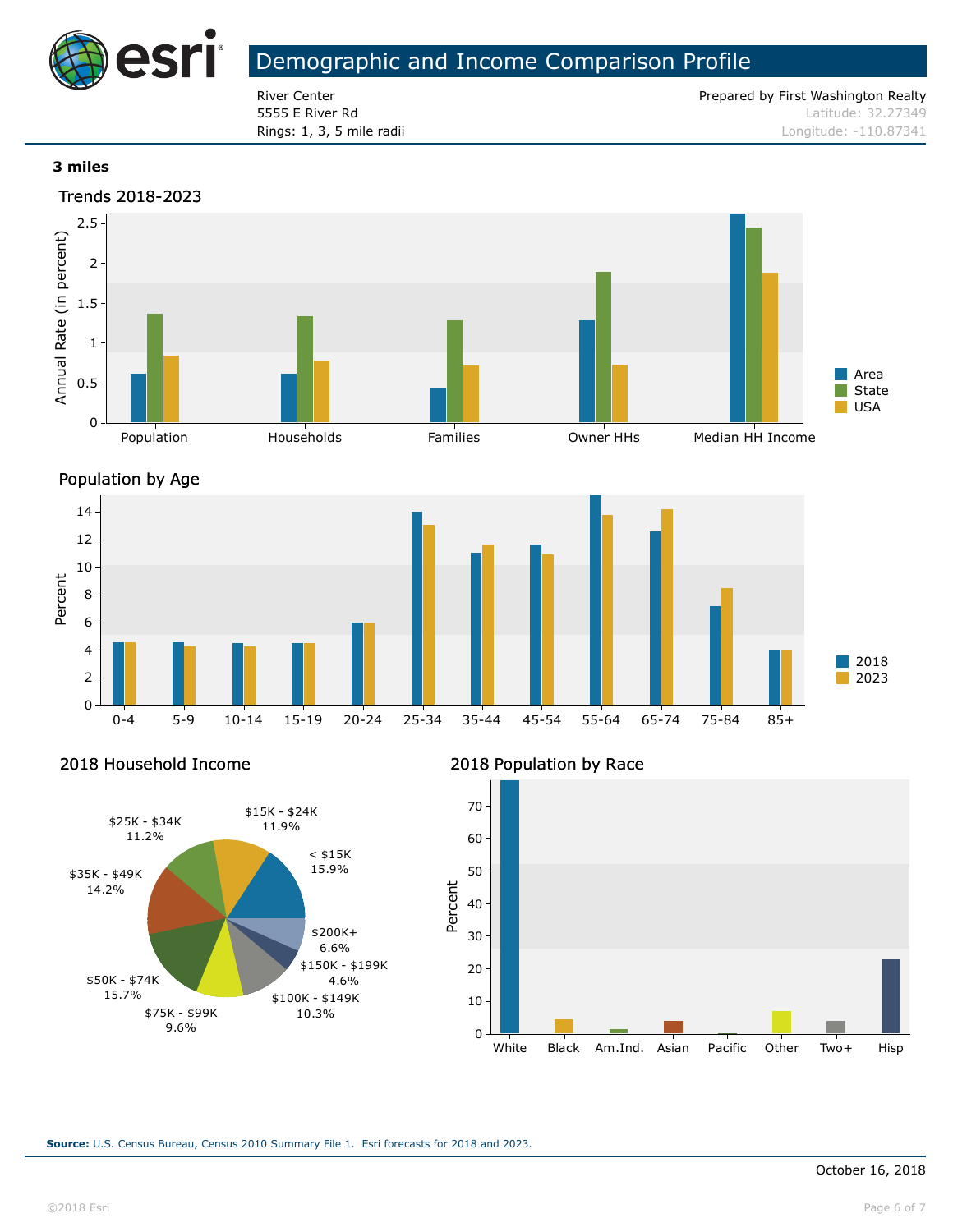# Demographic and Income Comparison Profile

River Center
5555 E River Rd
Rings: 1, 3, 5 mile radii

Prepared by First Washington Realty
Latitude: 32.27349
Longitude: -110.87341

**3 miles**

## Trends 2018-2023

Annual Rate (in percent)

Population, Households, Families, Owner HHs, Median HH Income

Area, State, USA

## Population by Age

Percent

0-4, 5-9, 10-14, 15-19, 20-24, 25-34, 35-44, 45-54, 55-64, 65-74, 75-84, 85+

2018, 2023

## 2018 Household Income

| Income | Percent |
|---|---|
| < $15K | 15.9% |
| $15K - $24K | 11.9% |
| $25K - $34K | 11.2% |
| $35K - $49K | 14.2% |
| $50K - $74K | 15.7% |
| $75K - $99K | 9.6% |
| $100K - $149K | 10.3% |
| $150K - $199K | 4.6% |
| $200K+ | 6.6% |

## 2018 Population by Race

Percent

White, Black, Am.Ind., Asian, Pacific, Other, Two+, Hisp

**Source:** U.S. Census Bureau, Census 2010 Summary File 1. Esri forecasts for 2018 and 2023.

October 16, 2018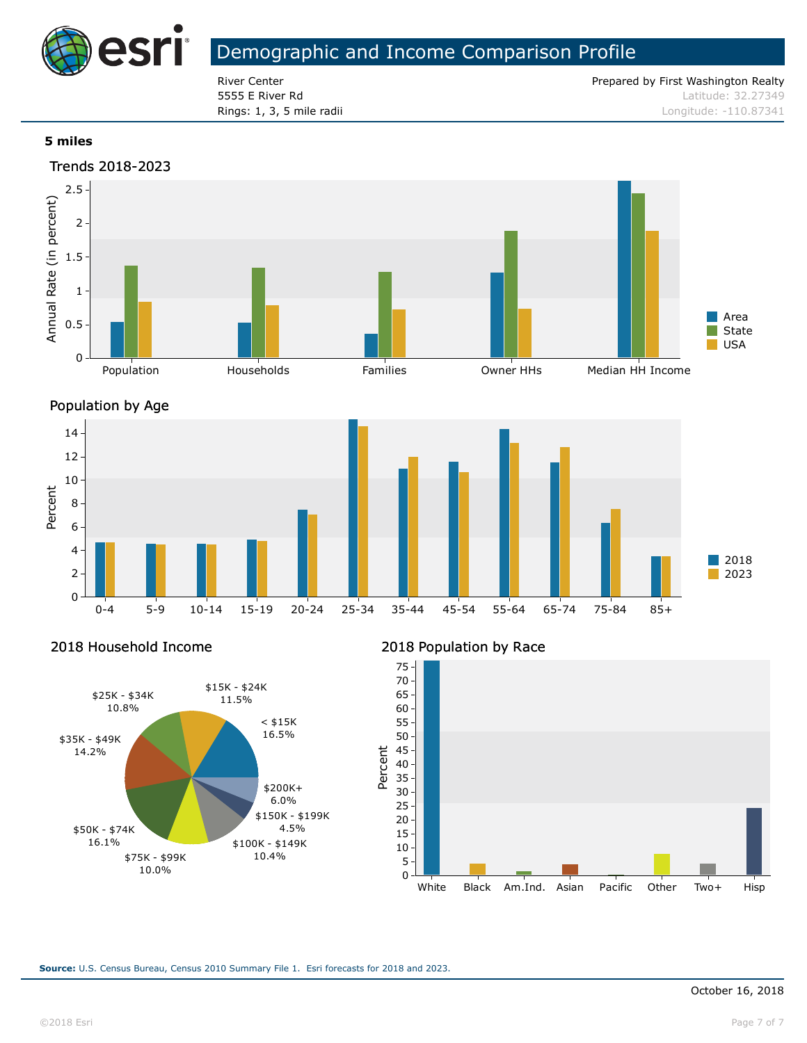# Demographic and Income Comparison Profile

River Center
5555 E River Rd
Rings: 1, 3, 5 mile radii

Prepared by First Washington Realty
Latitude: 32.27349
Longitude: -110.87341

**5 miles**

## Trends 2018-2023

Annual Rate (in percent)
0, 0.5, 1, 1.5, 2, 2.5
Population, Households, Families, Owner HHs, Median HH Income
Area, State, USA

## Population by Age

Percent
0, 2, 4, 6, 8, 10, 12, 14
0-4, 5-9, 10-14, 15-19, 20-24, 25-34, 35-44, 45-54, 55-64, 65-74, 75-84, 85+
2018, 2023

## 2018 Household Income

< $15K 16.5%
$15K - $24K 11.5%
$25K - $34K 10.8%
$35K - $49K 14.2%
$50K - $74K 16.1%
$75K - $99K 10.0%
$100K - $149K 10.4%
$150K - $199K 4.5%
$200K+ 6.0%

## 2018 Population by Race

Percent
0, 5, 10, 15, 20, 25, 30, 35, 40, 45, 50, 55, 60, 65, 70, 75
White, Black, Am.Ind., Asian, Pacific, Other, Two+, Hisp

**Source:** U.S. Census Bureau, Census 2010 Summary File 1. Esri forecasts for 2018 and 2023.

October 16, 2018